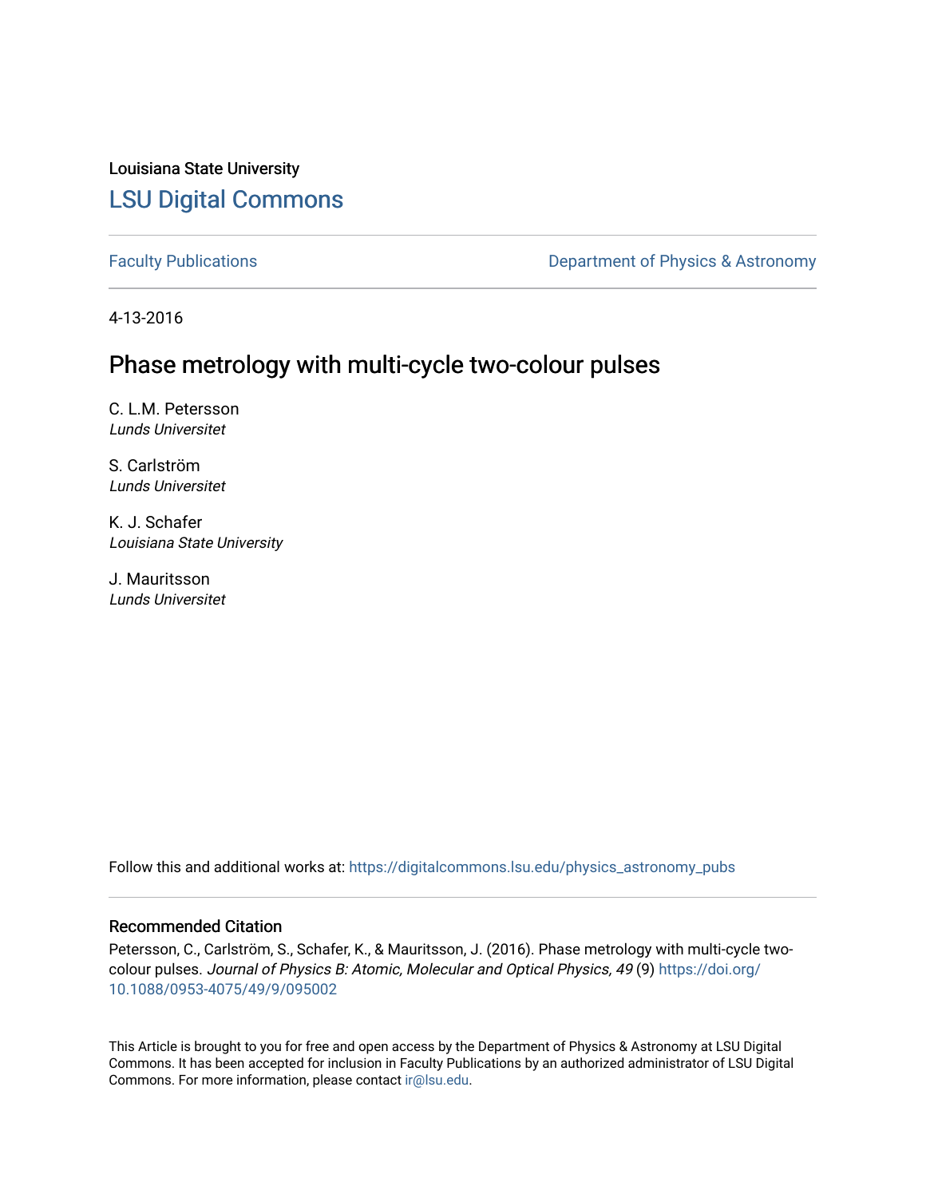Louisiana State University

# LSU Digital Commons

Faculty Publications | Department of Physics & Astronomy

4-13-2016

## Phase metrology with multi-cycle two-colour pulses

C. L.M. Petersson
*Lunds Universitet*

S. Carlström
*Lunds Universitet*

K. J. Schafer
*Louisiana State University*

J. Mauritsson
*Lunds Universitet*

Follow this and additional works at: https://digitalcommons.lsu.edu/physics_astronomy_pubs

### Recommended Citation

Petersson, C., Carlström, S., Schafer, K., & Mauritsson, J. (2016). Phase metrology with multi-cycle two-colour pulses. *Journal of Physics B: Atomic, Molecular and Optical Physics, 49* (9) https://doi.org/10.1088/0953-4075/49/9/095002

This Article is brought to you for free and open access by the Department of Physics & Astronomy at LSU Digital Commons. It has been accepted for inclusion in Faculty Publications by an authorized administrator of LSU Digital Commons. For more information, please contact ir@lsu.edu.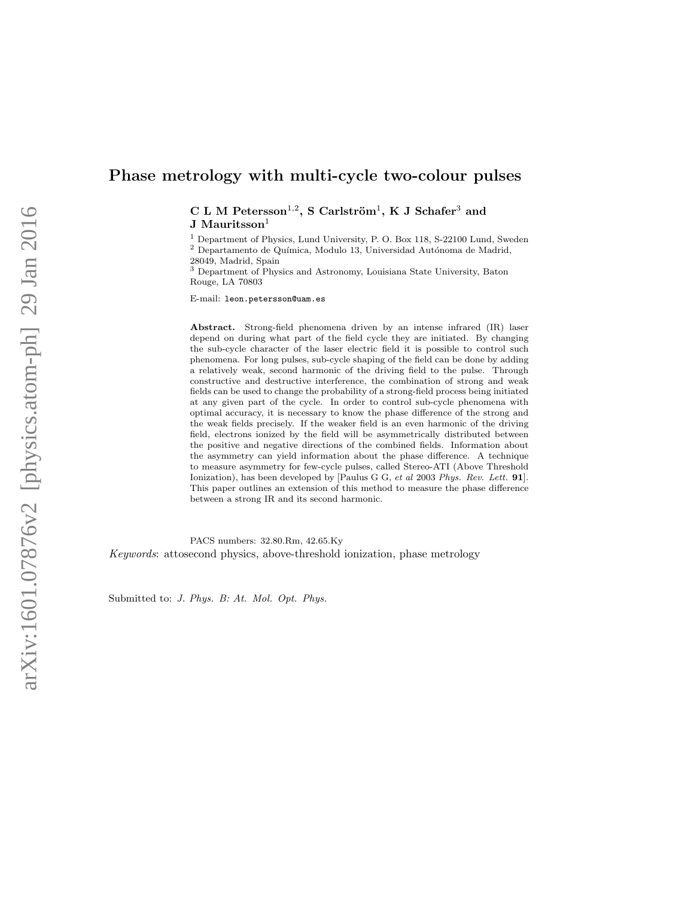# Phase metrology with multi-cycle two-colour pulses

**C L M Petersson**[1,2], **S Carlström**[1], **K J Schafer**[3] **and J Mauritsson**[1]

[1] Department of Physics, Lund University, P. O. Box 118, S-22100 Lund, Sweden

[2] Departamento de Química, Modulo 13, Universidad Autónoma de Madrid, 28049, Madrid, Spain

[3] Department of Physics and Astronomy, Louisiana State University, Baton Rouge, LA 70803

E-mail: `leon.petersson@uam.es`

**Abstract.** Strong-field phenomena driven by an intense infrared (IR) laser depend on during what part of the field cycle they are initiated. By changing the sub-cycle character of the laser electric field it is possible to control such phenomena. For long pulses, sub-cycle shaping of the field can be done by adding a relatively weak, second harmonic of the driving field to the pulse. Through constructive and destructive interference, the combination of strong and weak fields can be used to change the probability of a strong-field process being initiated at any given part of the cycle. In order to control sub-cycle phenomena with optimal accuracy, it is necessary to know the phase difference of the strong and the weak fields precisely. If the weaker field is an even harmonic of the driving field, electrons ionized by the field will be asymmetrically distributed between the positive and negative directions of the combined fields. Information about the asymmetry can yield information about the phase difference. A technique to measure asymmetry for few-cycle pulses, called Stereo-ATI (Above Threshold Ionization), has been developed by [Paulus G G, *et al* 2003 *Phys. Rev. Lett.* **91**]. This paper outlines an extension of this method to measure the phase difference between a strong IR and its second harmonic.

PACS numbers: 32.80.Rm, 42.65.Ky

*Keywords*: attosecond physics, above-threshold ionization, phase metrology

Submitted to: *J. Phys. B: At. Mol. Opt. Phys.*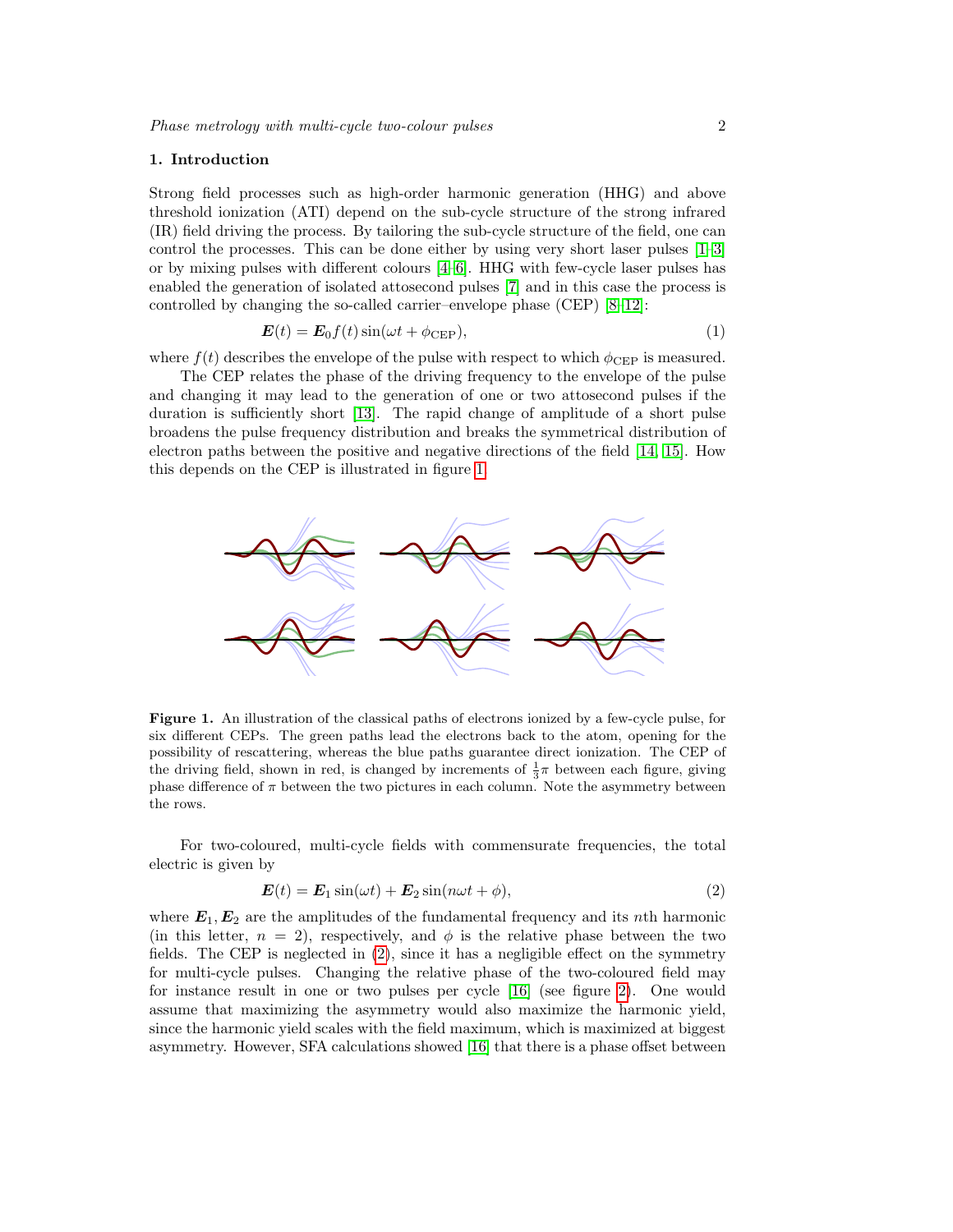## 1. Introduction

Strong field processes such as high-order harmonic generation (HHG) and above threshold ionization (ATI) depend on the sub-cycle structure of the strong infrared (IR) field driving the process. By tailoring the sub-cycle structure of the field, one can control the processes. This can be done either by using very short laser pulses [1–3] or by mixing pulses with different colours [4–6]. HHG with few-cycle laser pulses has enabled the generation of isolated attosecond pulses [7] and in this case the process is controlled by changing the so-called carrier–envelope phase (CEP) [8–12]:

$$\boldsymbol{E}(t) = \boldsymbol{E}_0 f(t) \sin(\omega t + \phi_{\mathrm{CEP}}), \tag{1}$$

where $f(t)$ describes the envelope of the pulse with respect to which $\phi_{\mathrm{CEP}}$ is measured.

The CEP relates the phase of the driving frequency to the envelope of the pulse and changing it may lead to the generation of one or two attosecond pulses if the duration is sufficiently short [13]. The rapid change of amplitude of a short pulse broadens the pulse frequency distribution and breaks the symmetrical distribution of electron paths between the positive and negative directions of the field [14, 15]. How this depends on the CEP is illustrated in figure 1.

**Figure 1.** An illustration of the classical paths of electrons ionized by a few-cycle pulse, for six different CEPs. The green paths lead the electrons back to the atom, opening for the possibility of rescattering, whereas the blue paths guarantee direct ionization. The CEP of the driving field, shown in red, is changed by increments of $\frac{1}{3}\pi$ between each figure, giving phase difference of $\pi$ between the two pictures in each column. Note the asymmetry between the rows.

For two-coloured, multi-cycle fields with commensurate frequencies, the total electric is given by

$$\boldsymbol{E}(t) = \boldsymbol{E}_1 \sin(\omega t) + \boldsymbol{E}_2 \sin(n\omega t + \phi), \tag{2}$$

where $\boldsymbol{E}_1, \boldsymbol{E}_2$ are the amplitudes of the fundamental frequency and its $n$th harmonic (in this letter, $n = 2$), respectively, and $\phi$ is the relative phase between the two fields. The CEP is neglected in (2), since it has a negligible effect on the symmetry for multi-cycle pulses. Changing the relative phase of the two-coloured field may for instance result in one or two pulses per cycle [16] (see figure 2). One would assume that maximizing the asymmetry would also maximize the harmonic yield, since the harmonic yield scales with the field maximum, which is maximized at biggest asymmetry. However, SFA calculations showed [16] that there is a phase offset between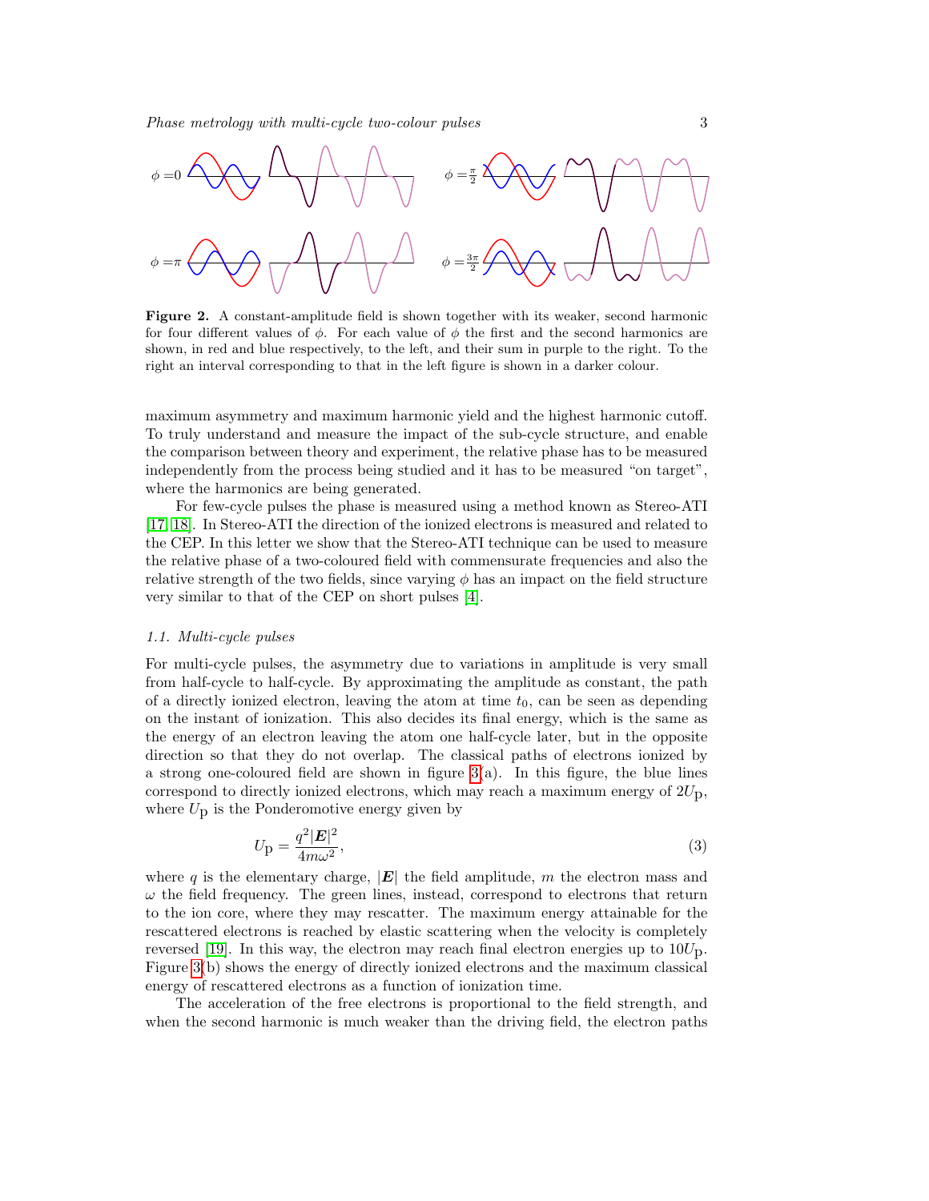Figure 2. A constant-amplitude field is shown together with its weaker, second harmonic for four different values of $\phi$. For each value of $\phi$ the first and the second harmonics are shown, in red and blue respectively, to the left, and their sum in purple to the right. To the right an interval corresponding to that in the left figure is shown in a darker colour.

maximum asymmetry and maximum harmonic yield and the highest harmonic cutoff. To truly understand and measure the impact of the sub-cycle structure, and enable the comparison between theory and experiment, the relative phase has to be measured independently from the process being studied and it has to be measured "on target", where the harmonics are being generated.

For few-cycle pulses the phase is measured using a method known as Stereo-ATI [17, 18]. In Stereo-ATI the direction of the ionized electrons is measured and related to the CEP. In this letter we show that the Stereo-ATI technique can be used to measure the relative phase of a two-coloured field with commensurate frequencies and also the relative strength of the two fields, since varying $\phi$ has an impact on the field structure very similar to that of the CEP on short pulses [4].

### 1.1. Multi-cycle pulses

For multi-cycle pulses, the asymmetry due to variations in amplitude is very small from half-cycle to half-cycle. By approximating the amplitude as constant, the path of a directly ionized electron, leaving the atom at time $t_0$, can be seen as depending on the instant of ionization. This also decides its final energy, which is the same as the energy of an electron leaving the atom one half-cycle later, but in the opposite direction so that they do not overlap. The classical paths of electrons ionized by a strong one-coloured field are shown in figure 3(a). In this figure, the blue lines correspond to directly ionized electrons, which may reach a maximum energy of $2U_\mathrm{p}$, where $U_\mathrm{p}$ is the Ponderomotive energy given by

$$U_\mathrm{p} = \frac{q^2|\boldsymbol{E}|^2}{4m\omega^2}, \tag{3}$$

where $q$ is the elementary charge, $|\boldsymbol{E}|$ the field amplitude, $m$ the electron mass and $\omega$ the field frequency. The green lines, instead, correspond to electrons that return to the ion core, where they may rescatter. The maximum energy attainable for the rescattered electrons is reached by elastic scattering when the velocity is completely reversed [19]. In this way, the electron may reach final electron energies up to $10U_\mathrm{p}$. Figure 3(b) shows the energy of directly ionized electrons and the maximum classical energy of rescattered electrons as a function of ionization time.

The acceleration of the free electrons is proportional to the field strength, and when the second harmonic is much weaker than the driving field, the electron paths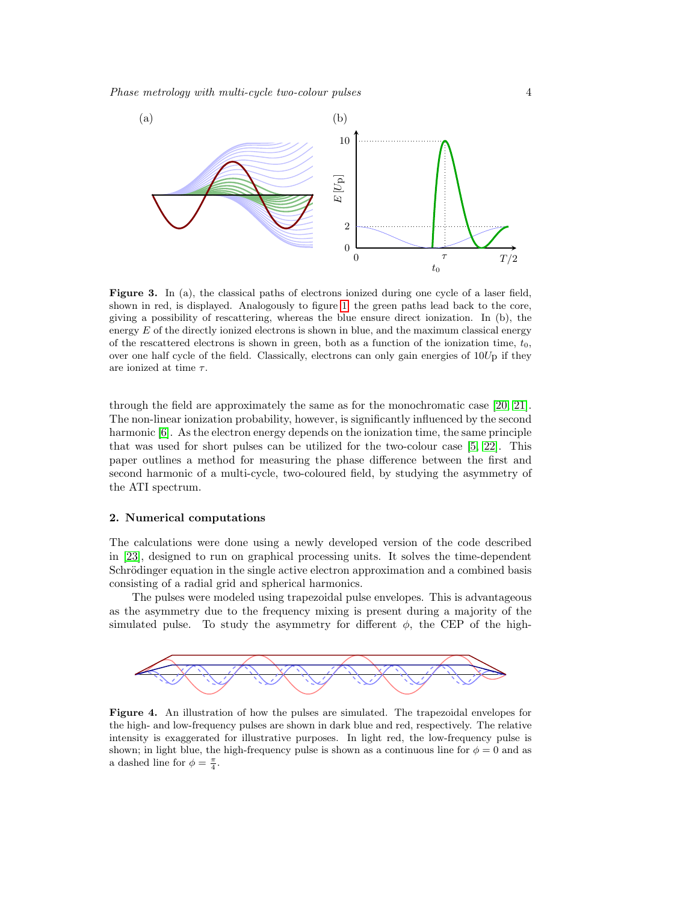**Figure 3.** In (a), the classical paths of electrons ionized during one cycle of a laser field, shown in red, is displayed. Analogously to figure 1, the green paths lead back to the core, giving a possibility of rescattering, whereas the blue ensure direct ionization. In (b), the energy $E$ of the directly ionized electrons is shown in blue, and the maximum classical energy of the rescattered electrons is shown in green, both as a function of the ionization time, $t_0$, over one half cycle of the field. Classically, electrons can only gain energies of $10U_\mathrm{p}$ if they are ionized at time $\tau$.

through the field are approximately the same as for the monochromatic case [20, 21]. The non-linear ionization probability, however, is significantly influenced by the second harmonic [6]. As the electron energy depends on the ionization time, the same principle that was used for short pulses can be utilized for the two-colour case [5, 22]. This paper outlines a method for measuring the phase difference between the first and second harmonic of a multi-cycle, two-coloured field, by studying the asymmetry of the ATI spectrum.

## 2. Numerical computations

The calculations were done using a newly developed version of the code described in [23], designed to run on graphical processing units. It solves the time-dependent Schrödinger equation in the single active electron approximation and a combined basis consisting of a radial grid and spherical harmonics.

The pulses were modeled using trapezoidal pulse envelopes. This is advantageous as the asymmetry due to the frequency mixing is present during a majority of the simulated pulse. To study the asymmetry for different $\phi$, the CEP of the high-

**Figure 4.** An illustration of how the pulses are simulated. The trapezoidal envelopes for the high- and low-frequency pulses are shown in dark blue and red, respectively. The relative intensity is exaggerated for illustrative purposes. In light red, the low-frequency pulse is shown; in light blue, the high-frequency pulse is shown as a continuous line for $\phi = 0$ and as a dashed line for $\phi = \frac{\pi}{4}$.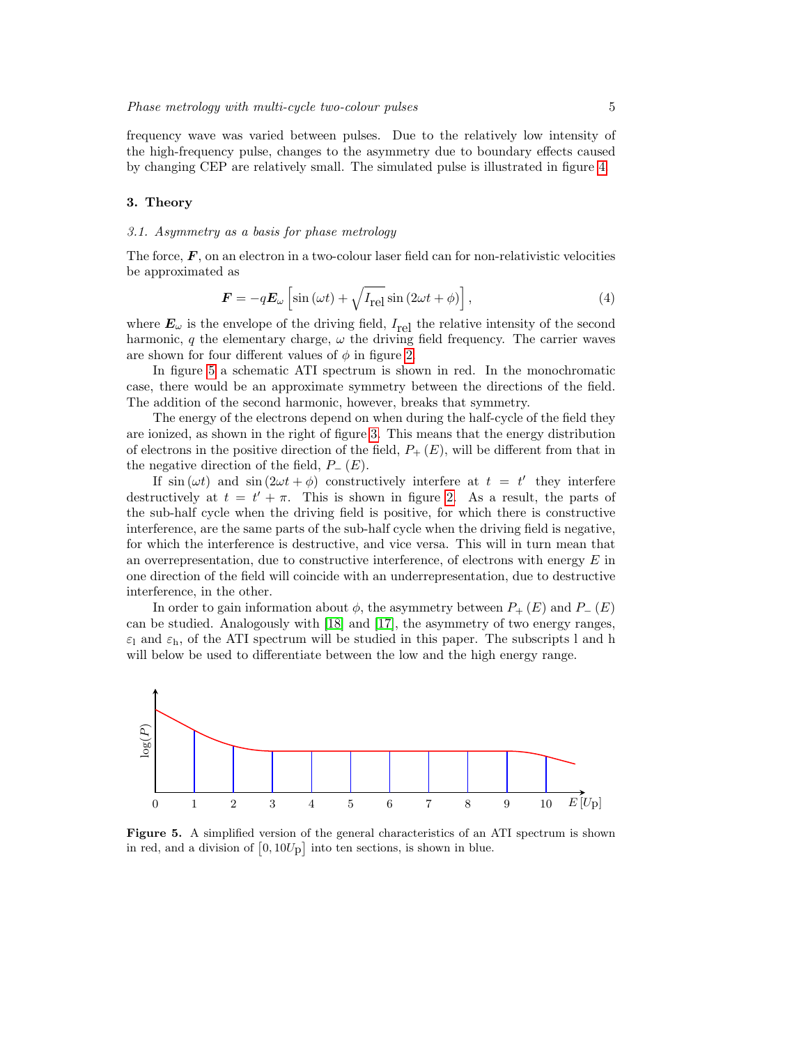frequency wave was varied between pulses. Due to the relatively low intensity of the high-frequency pulse, changes to the asymmetry due to boundary effects caused by changing CEP are relatively small. The simulated pulse is illustrated in figure 4.

## 3. Theory

### 3.1. Asymmetry as a basis for phase metrology

The force, $\boldsymbol{F}$, on an electron in a two-colour laser field can for non-relativistic velocities be approximated as

$$\boldsymbol{F} = -q\boldsymbol{E}_{\omega}\left[\sin\left(\omega t\right) + \sqrt{I_{\mathrm{rel}}}\sin\left(2\omega t + \phi\right)\right], \tag{4}$$

where $\boldsymbol{E}_{\omega}$ is the envelope of the driving field, $I_{\mathrm{rel}}$ the relative intensity of the second harmonic, $q$ the elementary charge, $\omega$ the driving field frequency. The carrier waves are shown for four different values of $\phi$ in figure 2.

In figure 5 a schematic ATI spectrum is shown in red. In the monochromatic case, there would be an approximate symmetry between the directions of the field. The addition of the second harmonic, however, breaks that symmetry.

The energy of the electrons depend on when during the half-cycle of the field they are ionized, as shown in the right of figure 3. This means that the energy distribution of electrons in the positive direction of the field, $P_{+}\left(E\right)$, will be different from that in the negative direction of the field, $P_{-}\left(E\right)$.

If $\sin\left(\omega t\right)$ and $\sin\left(2\omega t + \phi\right)$ constructively interfere at $t = t'$ they interfere destructively at $t = t' + \pi$. This is shown in figure 2. As a result, the parts of the sub-half cycle when the driving field is positive, for which there is constructive interference, are the same parts of the sub-half cycle when the driving field is negative, for which the interference is destructive, and vice versa. This will in turn mean that an overrepresentation, due to constructive interference, of electrons with energy $E$ in one direction of the field will coincide with an underrepresentation, due to destructive interference, in the other.

In order to gain information about $\phi$, the asymmetry between $P_{+}\left(E\right)$ and $P_{-}\left(E\right)$ can be studied. Analogously with [18] and [17], the asymmetry of two energy ranges, $\varepsilon_{\mathrm{l}}$ and $\varepsilon_{\mathrm{h}}$, of the ATI spectrum will be studied in this paper. The subscripts l and h will below be used to differentiate between the low and the high energy range.

**Figure 5.** A simplified version of the general characteristics of an ATI spectrum is shown in red, and a division of $\left[0, 10U_{\mathrm{p}}\right]$ into ten sections, is shown in blue.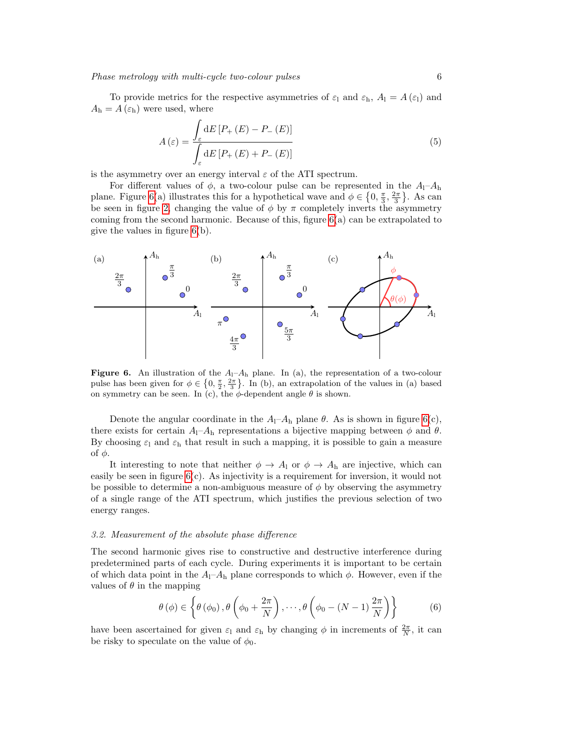To provide metrics for the respective asymmetries of $\varepsilon_\mathrm{l}$ and $\varepsilon_\mathrm{h}$, $A_\mathrm{l} = A(\varepsilon_\mathrm{l})$ and $A_\mathrm{h} = A(\varepsilon_\mathrm{h})$ were used, where

$$A(\varepsilon) = \frac{\displaystyle\int_\varepsilon \mathrm{d}E\,[P_+(E) - P_-(E)]}{\displaystyle\int_\varepsilon \mathrm{d}E\,[P_+(E) + P_-(E)]} \tag{5}$$

is the asymmetry over an energy interval $\varepsilon$ of the ATI spectrum.

For different values of $\phi$, a two-colour pulse can be represented in the $A_\mathrm{l}$–$A_\mathrm{h}$ plane. Figure 6(a) illustrates this for a hypothetical wave and $\phi \in \left\{0, \frac{\pi}{3}, \frac{2\pi}{3}\right\}$. As can be seen in figure 2, changing the value of $\phi$ by $\pi$ completely inverts the asymmetry coming from the second harmonic. Because of this, figure 6(a) can be extrapolated to give the values in figure 6(b).

**Figure 6.** An illustration of the $A_\mathrm{l}$–$A_\mathrm{h}$ plane. In (a), the representation of a two-colour pulse has been given for $\phi \in \left\{0, \frac{\pi}{2}, \frac{2\pi}{3}\right\}$. In (b), an extrapolation of the values in (a) based on symmetry can be seen. In (c), the $\phi$-dependent angle $\theta$ is shown.

Denote the angular coordinate in the $A_\mathrm{l}$–$A_\mathrm{h}$ plane $\theta$. As is shown in figure 6(c), there exists for certain $A_\mathrm{l}$–$A_\mathrm{h}$ representations a bijective mapping between $\phi$ and $\theta$. By choosing $\varepsilon_\mathrm{l}$ and $\varepsilon_\mathrm{h}$ that result in such a mapping, it is possible to gain a measure of $\phi$.

It interesting to note that neither $\phi \to A_\mathrm{l}$ or $\phi \to A_\mathrm{h}$ are injective, which can easily be seen in figure 6(c). As injectivity is a requirement for inversion, it would not be possible to determine a non-ambiguous measure of $\phi$ by observing the asymmetry of a single range of the ATI spectrum, which justifies the previous selection of two energy ranges.

### *3.2. Measurement of the absolute phase difference*

The second harmonic gives rise to constructive and destructive interference during predetermined parts of each cycle. During experiments it is important to be certain of which data point in the $A_\mathrm{l}$–$A_\mathrm{h}$ plane corresponds to which $\phi$. However, even if the values of $\theta$ in the mapping

$$\theta(\phi) \in \left\{\theta(\phi_0), \theta\left(\phi_0 + \frac{2\pi}{N}\right), \cdots, \theta\left(\phi_0 - (N-1)\frac{2\pi}{N}\right)\right\} \tag{6}$$

have been ascertained for given $\varepsilon_\mathrm{l}$ and $\varepsilon_\mathrm{h}$ by changing $\phi$ in increments of $\frac{2\pi}{N}$, it can be risky to speculate on the value of $\phi_0$.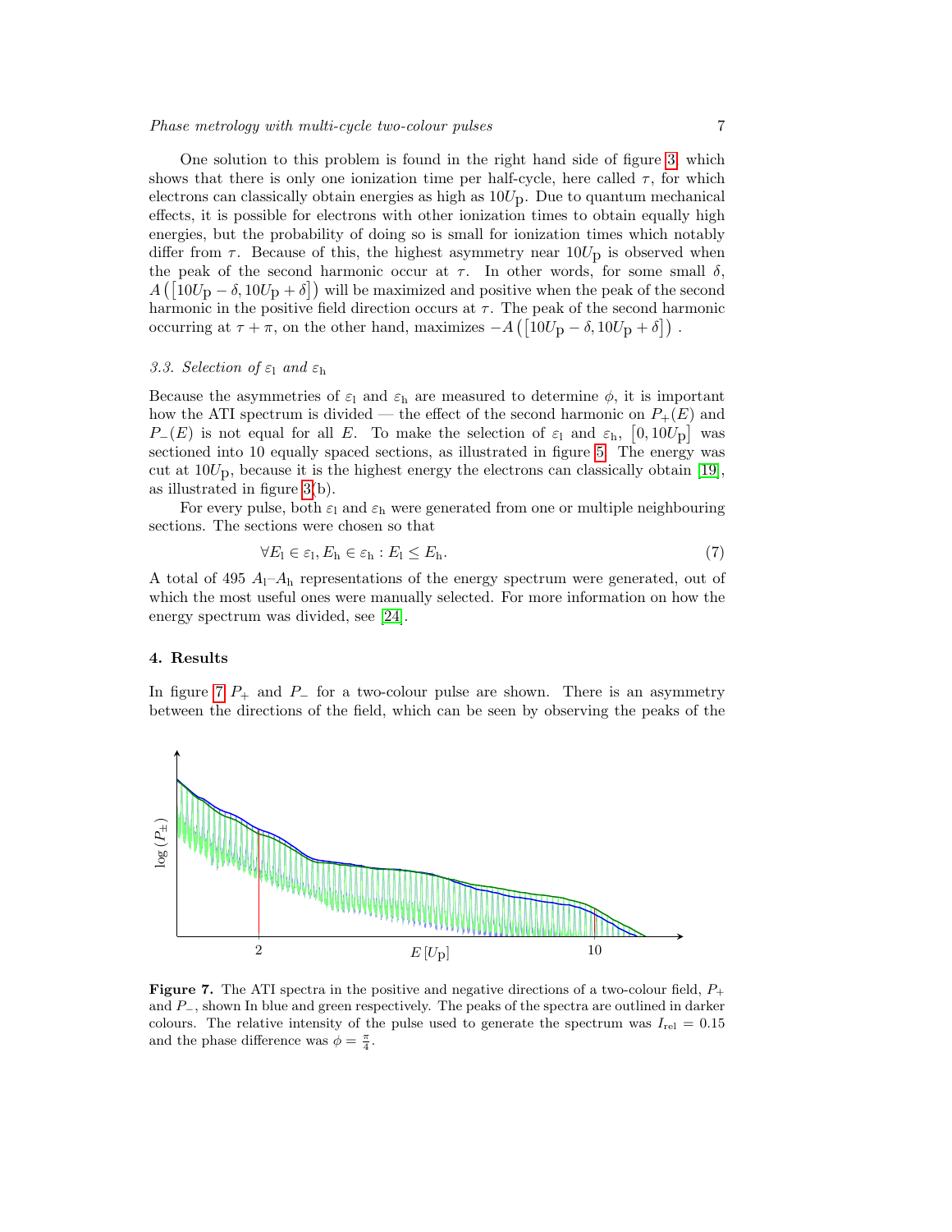One solution to this problem is found in the right hand side of figure 3, which shows that there is only one ionization time per half-cycle, here called $\tau$, for which electrons can classically obtain energies as high as $10U_\mathrm{p}$. Due to quantum mechanical effects, it is possible for electrons with other ionization times to obtain equally high energies, but the probability of doing so is small for ionization times which notably differ from $\tau$. Because of this, the highest asymmetry near $10U_\mathrm{p}$ is observed when the peak of the second harmonic occur at $\tau$. In other words, for some small $\delta$, $A\left(\left[10U_\mathrm{p}-\delta, 10U_\mathrm{p}+\delta\right]\right)$ will be maximized and positive when the peak of the second harmonic in the positive field direction occurs at $\tau$. The peak of the second harmonic occurring at $\tau+\pi$, on the other hand, maximizes $-A\left(\left[10U_\mathrm{p}-\delta, 10U_\mathrm{p}+\delta\right]\right)$.

### *3.3. Selection of $\varepsilon_\mathrm{l}$ and $\varepsilon_\mathrm{h}$*

Because the asymmetries of $\varepsilon_\mathrm{l}$ and $\varepsilon_\mathrm{h}$ are measured to determine $\phi$, it is important how the ATI spectrum is divided — the effect of the second harmonic on $P_+(E)$ and $P_-(E)$ is not equal for all $E$. To make the selection of $\varepsilon_\mathrm{l}$ and $\varepsilon_\mathrm{h}$, $\left[0, 10U_\mathrm{p}\right]$ was sectioned into 10 equally spaced sections, as illustrated in figure 5. The energy was cut at $10U_\mathrm{p}$, because it is the highest energy the electrons can classically obtain [19], as illustrated in figure 3(b).

For every pulse, both $\varepsilon_\mathrm{l}$ and $\varepsilon_\mathrm{h}$ were generated from one or multiple neighbouring sections. The sections were chosen so that

$$\forall E_\mathrm{l} \in \varepsilon_\mathrm{l}, E_\mathrm{h} \in \varepsilon_\mathrm{h} : E_\mathrm{l} \leq E_\mathrm{h}. \tag{7}$$

A total of 495 $A_\mathrm{l}$–$A_\mathrm{h}$ representations of the energy spectrum were generated, out of which the most useful ones were manually selected. For more information on how the energy spectrum was divided, see [24].

## 4. Results

In figure 7 $P_+$ and $P_-$ for a two-colour pulse are shown. There is an asymmetry between the directions of the field, which can be seen by observing the peaks of the

**Figure 7.** The ATI spectra in the positive and negative directions of a two-colour field, $P_+$ and $P_-$, shown In blue and green respectively. The peaks of the spectra are outlined in darker colours. The relative intensity of the pulse used to generate the spectrum was $I_\mathrm{rel} = 0.15$ and the phase difference was $\phi = \frac{\pi}{4}$.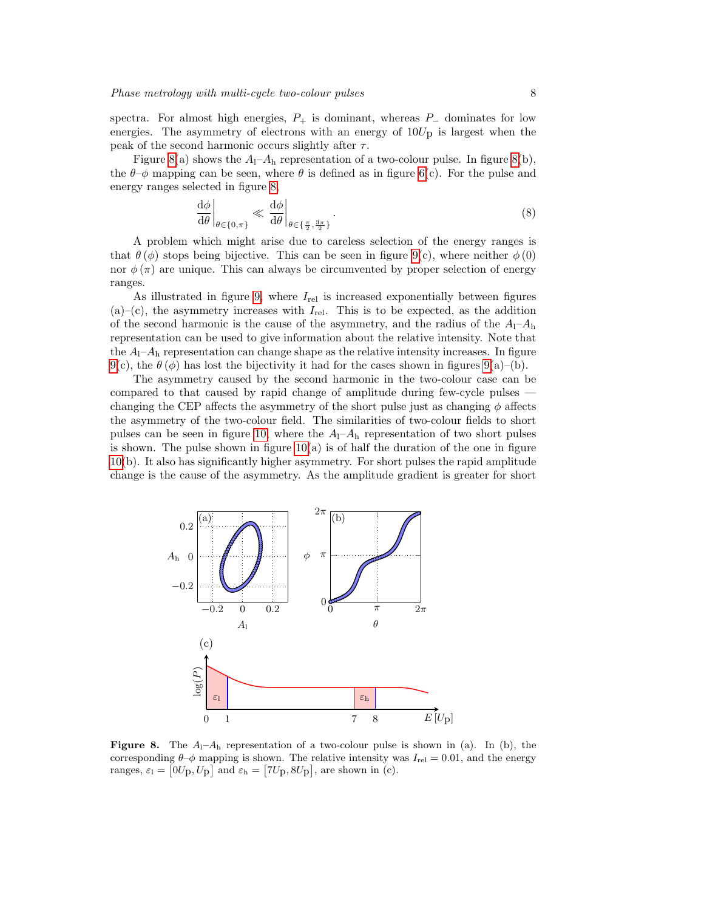spectra. For almost high energies, $P_+$ is dominant, whereas $P_-$ dominates for low energies. The asymmetry of electrons with an energy of $10U_\mathrm{p}$ is largest when the peak of the second harmonic occurs slightly after $\tau$.

Figure 8(a) shows the $A_\mathrm{l}$–$A_\mathrm{h}$ representation of a two-colour pulse. In figure 8(b), the $\theta$–$\phi$ mapping can be seen, where $\theta$ is defined as in figure 6(c). For the pulse and energy ranges selected in figure 8

$$\left.\frac{\mathrm{d}\phi}{\mathrm{d}\theta}\right|_{\theta\in\{0,\pi\}} \ll \left.\frac{\mathrm{d}\phi}{\mathrm{d}\theta}\right|_{\theta\in\{\frac{\pi}{2},\frac{3\pi}{2}\}}. \tag{8}$$

A problem which might arise due to careless selection of the energy ranges is that $\theta(\phi)$ stops being bijective. This can be seen in figure 9(c), where neither $\phi(0)$ nor $\phi(\pi)$ are unique. This can always be circumvented by proper selection of energy ranges.

As illustrated in figure 9, where $I_\mathrm{rel}$ is increased exponentially between figures (a)–(c), the asymmetry increases with $I_\mathrm{rel}$. This is to be expected, as the addition of the second harmonic is the cause of the asymmetry, and the radius of the $A_\mathrm{l}$–$A_\mathrm{h}$ representation can be used to give information about the relative intensity. Note that the $A_\mathrm{l}$–$A_\mathrm{h}$ representation can change shape as the relative intensity increases. In figure 9(c), the $\theta(\phi)$ has lost the bijectivity it had for the cases shown in figures 9(a)–(b).

The asymmetry caused by the second harmonic in the two-colour case can be compared to that caused by rapid change of amplitude during few-cycle pulses — changing the CEP affects the asymmetry of the short pulse just as changing $\phi$ affects the asymmetry of the two-colour field. The similarities of two-colour fields to short pulses can be seen in figure 10, where the $A_\mathrm{l}$–$A_\mathrm{h}$ representation of two short pulses is shown. The pulse shown in figure 10(a) is of half the duration of the one in figure 10(b). It also has significantly higher asymmetry. For short pulses the rapid amplitude change is the cause of the asymmetry. As the amplitude gradient is greater for short

**Figure 8.** The $A_\mathrm{l}$–$A_\mathrm{h}$ representation of a two-colour pulse is shown in (a). In (b), the corresponding $\theta$–$\phi$ mapping is shown. The relative intensity was $I_\mathrm{rel} = 0.01$, and the energy ranges, $\varepsilon_\mathrm{l} = \left[0U_\mathrm{p}, U_\mathrm{p}\right]$ and $\varepsilon_\mathrm{h} = \left[7U_\mathrm{p}, 8U_\mathrm{p}\right]$, are shown in (c).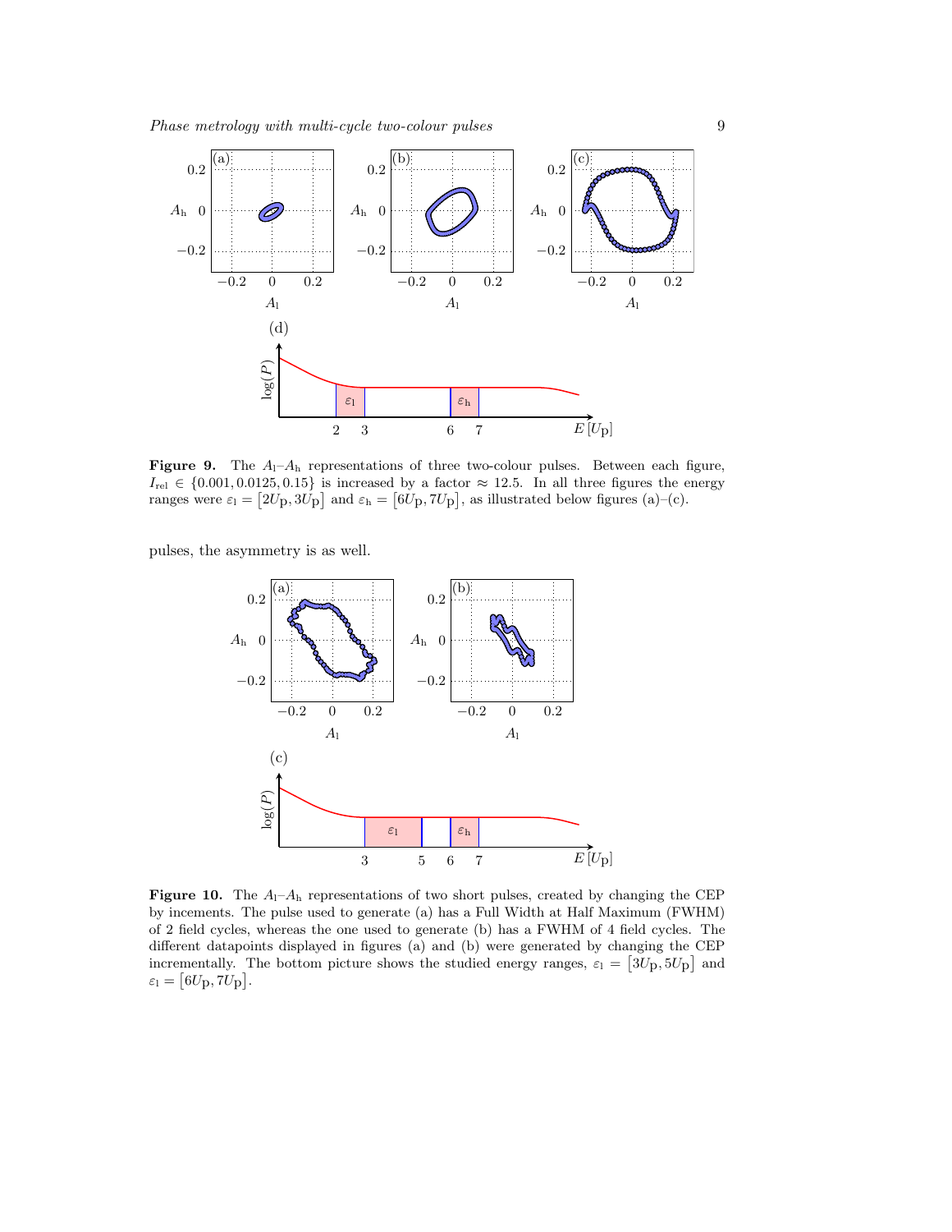**Figure 9.** The $A_\mathrm{l}$–$A_\mathrm{h}$ representations of three two-colour pulses. Between each figure, $I_\mathrm{rel} \in \{0.001, 0.0125, 0.15\}$ is increased by a factor $\approx 12.5$. In all three figures the energy ranges were $\varepsilon_\mathrm{l} = [2U_\mathrm{p}, 3U_\mathrm{p}]$ and $\varepsilon_\mathrm{h} = [6U_\mathrm{p}, 7U_\mathrm{p}]$, as illustrated below figures (a)–(c).

pulses, the asymmetry is as well.

**Figure 10.** The $A_\mathrm{l}$–$A_\mathrm{h}$ representations of two short pulses, created by changing the CEP by increments. The pulse used to generate (a) has a Full Width at Half Maximum (FWHM) of 2 field cycles, whereas the one used to generate (b) has a FWHM of 4 field cycles. The different datapoints displayed in figures (a) and (b) were generated by changing the CEP incrementally. The bottom picture shows the studied energy ranges, $\varepsilon_\mathrm{l} = [3U_\mathrm{p}, 5U_\mathrm{p}]$ and $\varepsilon_\mathrm{l} = [6U_\mathrm{p}, 7U_\mathrm{p}]$.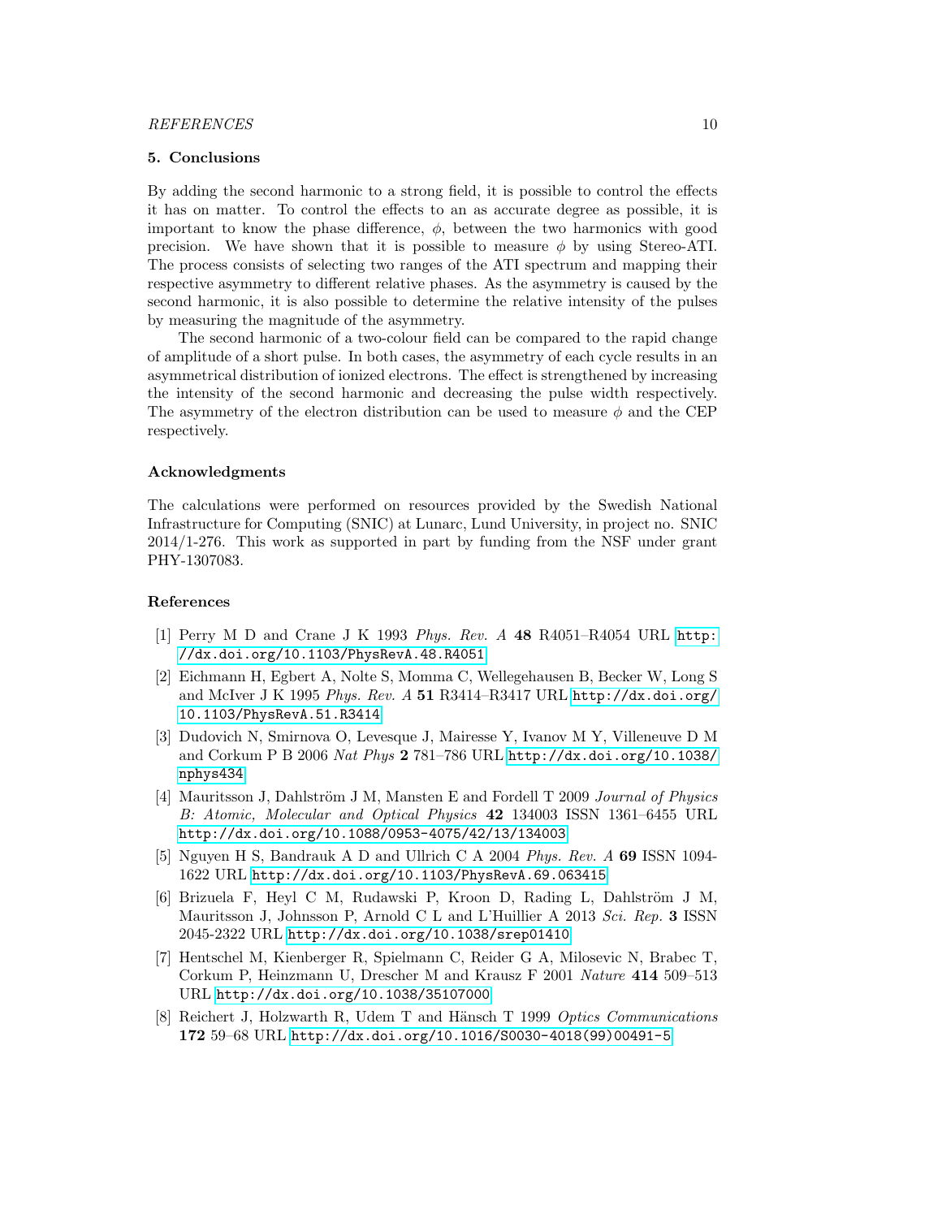## 5. Conclusions

By adding the second harmonic to a strong field, it is possible to control the effects it has on matter. To control the effects to an as accurate degree as possible, it is important to know the phase difference, $\phi$, between the two harmonics with good precision. We have shown that it is possible to measure $\phi$ by using Stereo-ATI. The process consists of selecting two ranges of the ATI spectrum and mapping their respective asymmetry to different relative phases. As the asymmetry is caused by the second harmonic, it is also possible to determine the relative intensity of the pulses by measuring the magnitude of the asymmetry.

The second harmonic of a two-colour field can be compared to the rapid change of amplitude of a short pulse. In both cases, the asymmetry of each cycle results in an asymmetrical distribution of ionized electrons. The effect is strengthened by increasing the intensity of the second harmonic and decreasing the pulse width respectively. The asymmetry of the electron distribution can be used to measure $\phi$ and the CEP respectively.

### Acknowledgments

The calculations were performed on resources provided by the Swedish National Infrastructure for Computing (SNIC) at Lunarc, Lund University, in project no. SNIC 2014/1-276. This work as supported in part by funding from the NSF under grant PHY-1307083.

### References

[1] Perry M D and Crane J K 1993 *Phys. Rev. A* **48** R4051–R4054 URL http://dx.doi.org/10.1103/PhysRevA.48.R4051

[2] Eichmann H, Egbert A, Nolte S, Momma C, Wellegehausen B, Becker W, Long S and McIver J K 1995 *Phys. Rev. A* **51** R3414–R3417 URL http://dx.doi.org/10.1103/PhysRevA.51.R3414

[3] Dudovich N, Smirnova O, Levesque J, Mairesse Y, Ivanov M Y, Villeneuve D M and Corkum P B 2006 *Nat Phys* **2** 781–786 URL http://dx.doi.org/10.1038/nphys434

[4] Mauritsson J, Dahlström J M, Mansten E and Fordell T 2009 *Journal of Physics B: Atomic, Molecular and Optical Physics* **42** 134003 ISSN 1361–6455 URL http://dx.doi.org/10.1088/0953-4075/42/13/134003

[5] Nguyen H S, Bandrauk A D and Ullrich C A 2004 *Phys. Rev. A* **69** ISSN 1094-1622 URL http://dx.doi.org/10.1103/PhysRevA.69.063415

[6] Brizuela F, Heyl C M, Rudawski P, Kroon D, Rading L, Dahlström J M, Mauritsson J, Johnsson P, Arnold C L and L'Huillier A 2013 *Sci. Rep.* **3** ISSN 2045-2322 URL http://dx.doi.org/10.1038/srep01410

[7] Hentschel M, Kienberger R, Spielmann C, Reider G A, Milosevic N, Brabec T, Corkum P, Heinzmann U, Drescher M and Krausz F 2001 *Nature* **414** 509–513 URL http://dx.doi.org/10.1038/35107000

[8] Reichert J, Holzwarth R, Udem T and Hänsch T 1999 *Optics Communications* **172** 59–68 URL http://dx.doi.org/10.1016/S0030-4018(99)00491-5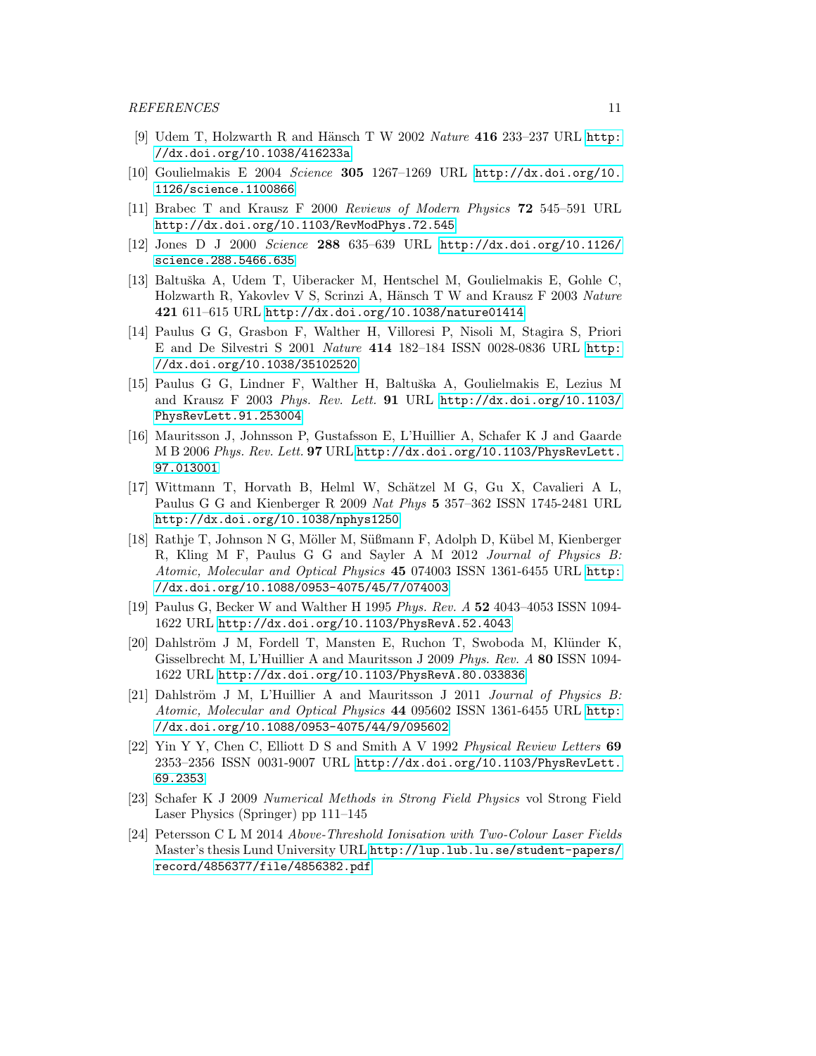[9] Udem T, Holzwarth R and Hänsch T W 2002 *Nature* **416** 233–237 URL http://dx.doi.org/10.1038/416233a

[10] Goulielmakis E 2004 *Science* **305** 1267–1269 URL http://dx.doi.org/10.1126/science.1100866

[11] Brabec T and Krausz F 2000 *Reviews of Modern Physics* **72** 545–591 URL http://dx.doi.org/10.1103/RevModPhys.72.545

[12] Jones D J 2000 *Science* **288** 635–639 URL http://dx.doi.org/10.1126/science.288.5466.635

[13] Baltuška A, Udem T, Uiberacker M, Hentschel M, Goulielmakis E, Gohle C, Holzwarth R, Yakovlev V S, Scrinzi A, Hänsch T W and Krausz F 2003 *Nature* **421** 611–615 URL http://dx.doi.org/10.1038/nature01414

[14] Paulus G G, Grasbon F, Walther H, Villoresi P, Nisoli M, Stagira S, Priori E and De Silvestri S 2001 *Nature* **414** 182–184 ISSN 0028-0836 URL http://dx.doi.org/10.1038/35102520

[15] Paulus G G, Lindner F, Walther H, Baltuška A, Goulielmakis E, Lezius M and Krausz F 2003 *Phys. Rev. Lett.* **91** URL http://dx.doi.org/10.1103/PhysRevLett.91.253004

[16] Mauritsson J, Johnsson P, Gustafsson E, L'Huillier A, Schafer K J and Gaarde M B 2006 *Phys. Rev. Lett.* **97** URL http://dx.doi.org/10.1103/PhysRevLett.97.013001

[17] Wittmann T, Horvath B, Helml W, Schätzel M G, Gu X, Cavalieri A L, Paulus G G and Kienberger R 2009 *Nat Phys* **5** 357–362 ISSN 1745-2481 URL http://dx.doi.org/10.1038/nphys1250

[18] Rathje T, Johnson N G, Möller M, Süßmann F, Adolph D, Kübel M, Kienberger R, Kling M F, Paulus G G and Sayler A M 2012 *Journal of Physics B: Atomic, Molecular and Optical Physics* **45** 074003 ISSN 1361-6455 URL http://dx.doi.org/10.1088/0953-4075/45/7/074003

[19] Paulus G, Becker W and Walther H 1995 *Phys. Rev. A* **52** 4043–4053 ISSN 1094-1622 URL http://dx.doi.org/10.1103/PhysRevA.52.4043

[20] Dahlström J M, Fordell T, Mansten E, Ruchon T, Swoboda M, Klünder K, Gisselbrecht M, L'Huillier A and Mauritsson J 2009 *Phys. Rev. A* **80** ISSN 1094-1622 URL http://dx.doi.org/10.1103/PhysRevA.80.033836

[21] Dahlström J M, L'Huillier A and Mauritsson J 2011 *Journal of Physics B: Atomic, Molecular and Optical Physics* **44** 095602 ISSN 1361-6455 URL http://dx.doi.org/10.1088/0953-4075/44/9/095602

[22] Yin Y Y, Chen C, Elliott D S and Smith A V 1992 *Physical Review Letters* **69** 2353–2356 ISSN 0031-9007 URL http://dx.doi.org/10.1103/PhysRevLett.69.2353

[23] Schafer K J 2009 *Numerical Methods in Strong Field Physics* vol Strong Field Laser Physics (Springer) pp 111–145

[24] Petersson C L M 2014 *Above-Threshold Ionisation with Two-Colour Laser Fields* Master's thesis Lund University URL http://lup.lub.lu.se/student-papers/record/4856377/file/4856382.pdf